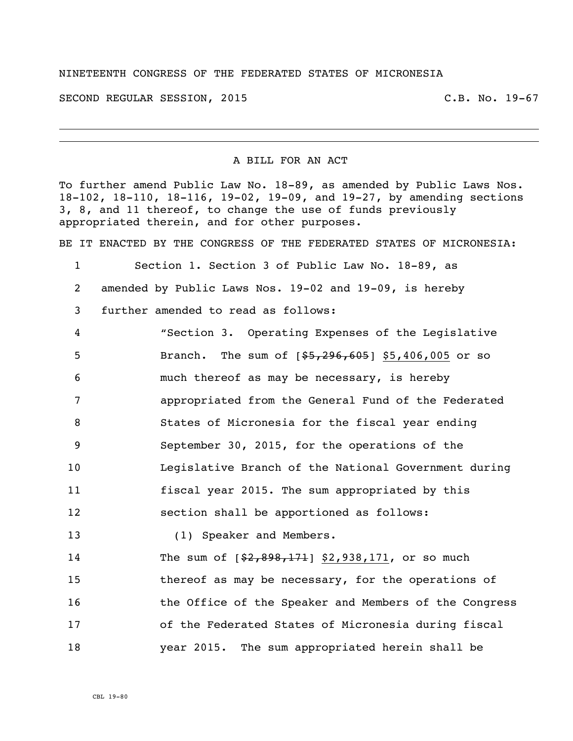NINETEENTH CONGRESS OF THE FEDERATED STATES OF MICRONESIA

SECOND REGULAR SESSION, 2015 C.B. No. 19-67

---

A BILL FOR AN ACT

To further amend Public Law No. 18-89, as amended by Public Laws Nos. 18-102, 18-110, 18-116, 19-02, 19-09, and 19-27, by amending sections 3, 8, and 11 thereof, to change the use of funds previously appropriated therein, and for other purposes.

BE IT ENACTED BY THE CONGRESS OF THE FEDERATED STATES OF MICRONESIA:

1 Section 1. Section 3 of Public Law No. 18-89, as
2 amended by Public Laws Nos. 19-02 and 19-09, is hereby
3 further amended to read as follows:
4 "Section 3. Operating Expenses of the Legislative
5 Branch. The sum of [~~$5,296,605~~] <u>$5,406,005</u> or so
6 much thereof as may be necessary, is hereby
7 appropriated from the General Fund of the Federated
8 States of Micronesia for the fiscal year ending
9 September 30, 2015, for the operations of the
10 Legislative Branch of the National Government during
11 fiscal year 2015. The sum appropriated by this
12 section shall be apportioned as follows:
13 (1) Speaker and Members.
14 The sum of [~~$2,898,171~~] <u>$2,938,171</u>, or so much
15 thereof as may be necessary, for the operations of
16 the Office of the Speaker and Members of the Congress
17 of the Federated States of Micronesia during fiscal
18 year 2015. The sum appropriated herein shall be

CBL 19-80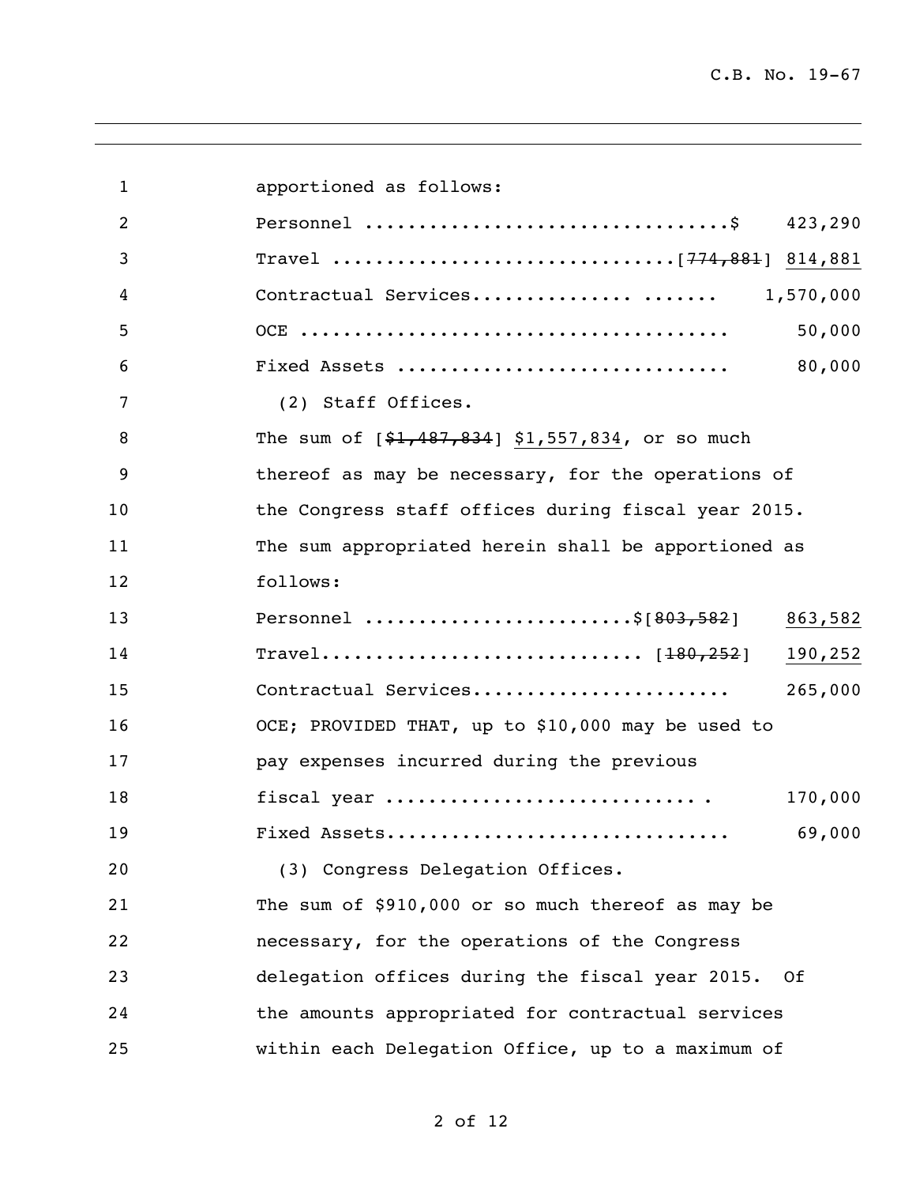apportioned as follows:

Personnel ................................$ 423,290

Travel ............................[~~774,881~~] <u>814,881</u>

Contractual Services............. ....... 1,570,000

OCE ...................................... 50,000

Fixed Assets ............................. 80,000

(2) Staff Offices.

The sum of [~~$1,487,834~~] <u>$1,557,834</u>, or so much thereof as may be necessary, for the operations of the Congress staff offices during fiscal year 2015. The sum appropriated herein shall be apportioned as follows:

Personnel .......................$[~~803,582~~] <u>863,582</u>

Travel............................ [~~180,252~~] <u>190,252</u>

Contractual Services...................... 265,000

OCE; PROVIDED THAT, up to $10,000 may be used to pay expenses incurred during the previous fiscal year ........................... . 170,000

Fixed Assets.............................. 69,000

(3) Congress Delegation Offices.

The sum of $910,000 or so much thereof as may be necessary, for the operations of the Congress delegation offices during the fiscal year 2015. Of the amounts appropriated for contractual services within each Delegation Office, up to a maximum of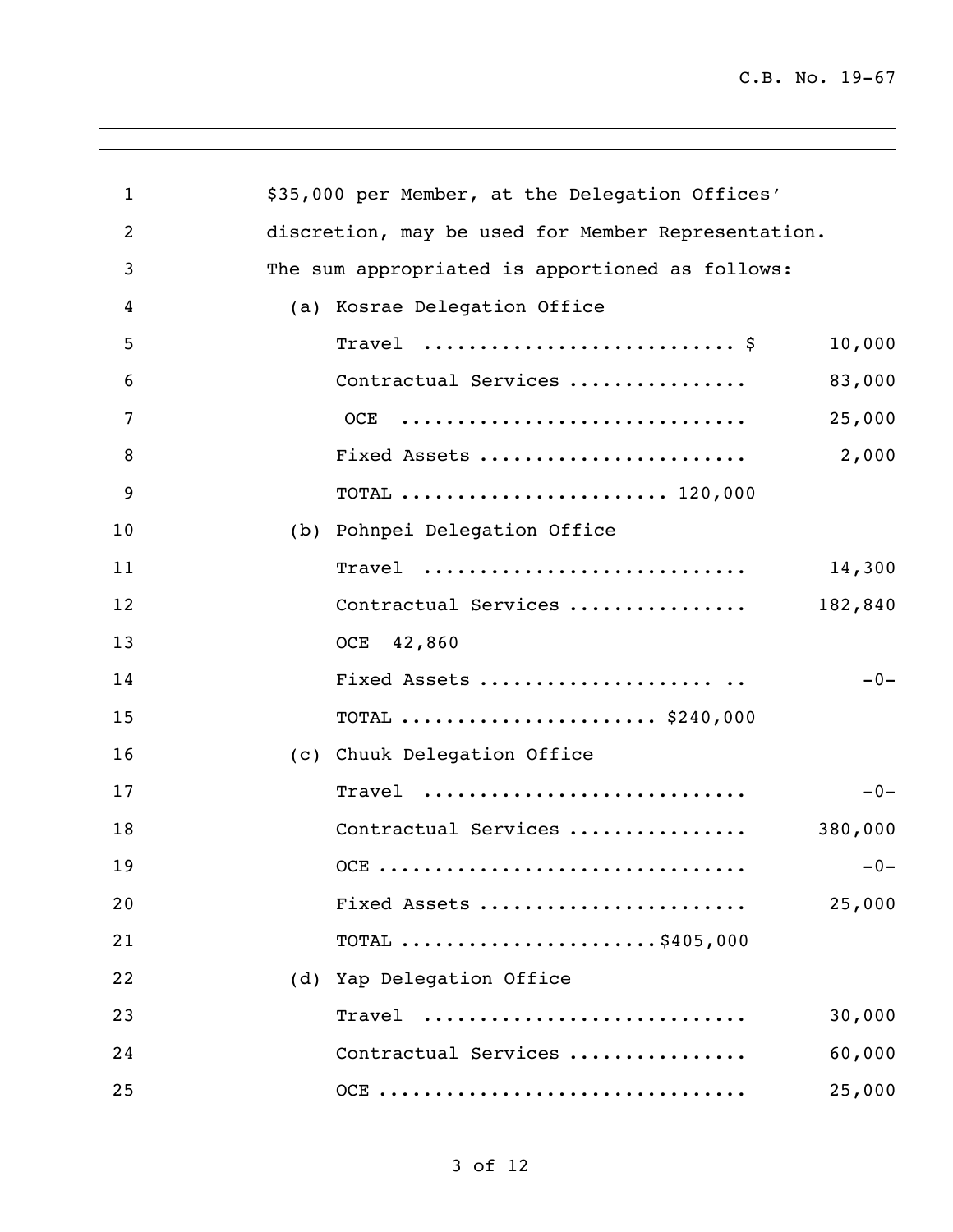$35,000 per Member, at the Delegation Offices' discretion, may be used for Member Representation.

The sum appropriated is apportioned as follows:

(a) Kosrae Delegation Office

| | |
|---|---|
| Travel ........................... $ | 10,000 |
| Contractual Services ............... | 83,000 |
| OCE ............................. | 25,000 |
| Fixed Assets ....................... | 2,000 |
| TOTAL ....................... 120,000 | |

(b) Pohnpei Delegation Office

| | |
|---|---|
| Travel ............................ | 14,300 |
| Contractual Services ............... | 182,840 |
| OCE 42,860 | |
| Fixed Assets ..................... .. | -0- |
| TOTAL ...................... $240,000 | |

(c) Chuuk Delegation Office

| | |
|---|---|
| Travel ............................ | -0- |
| Contractual Services ............... | 380,000 |
| OCE ............................... | -0- |
| Fixed Assets ....................... | 25,000 |
| TOTAL ......................$405,000 | |

(d) Yap Delegation Office

| | |
|---|---|
| Travel ............................ | 30,000 |
| Contractual Services ............... | 60,000 |
| OCE ............................... | 25,000 |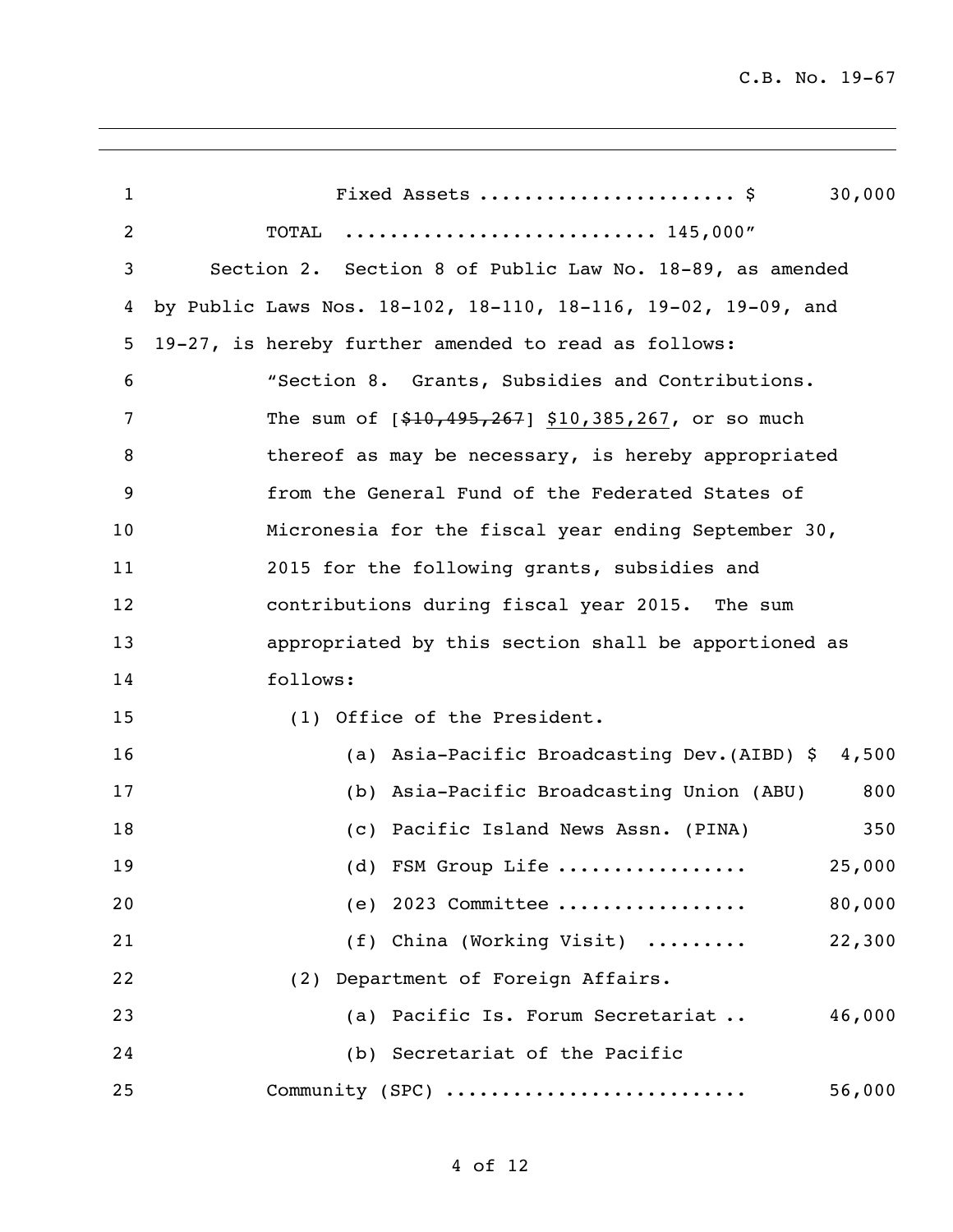Fixed Assets ...................... $ 30,000

TOTAL ........................... 145,000"

Section 2. Section 8 of Public Law No. 18-89, as amended by Public Laws Nos. 18-102, 18-110, 18-116, 19-02, 19-09, and 19-27, is hereby further amended to read as follows:

"Section 8. Grants, Subsidies and Contributions. The sum of [~~$10,495,267~~] <u>$10,385,267</u>, or so much thereof as may be necessary, is hereby appropriated from the General Fund of the Federated States of Micronesia for the fiscal year ending September 30, 2015 for the following grants, subsidies and contributions during fiscal year 2015. The sum appropriated by this section shall be apportioned as follows:

(1) Office of the President.

(a) Asia-Pacific Broadcasting Dev.(AIBD) $ 4,500

(b) Asia-Pacific Broadcasting Union (ABU) 800

(c) Pacific Island News Assn. (PINA) 350

(d) FSM Group Life ................ 25,000

(e) 2023 Committee ................ 80,000

(f) China (Working Visit) ......... 22,300

(2) Department of Foreign Affairs.

(a) Pacific Is. Forum Secretariat .. 46,000

(b) Secretariat of the Pacific Community (SPC) .......................... 56,000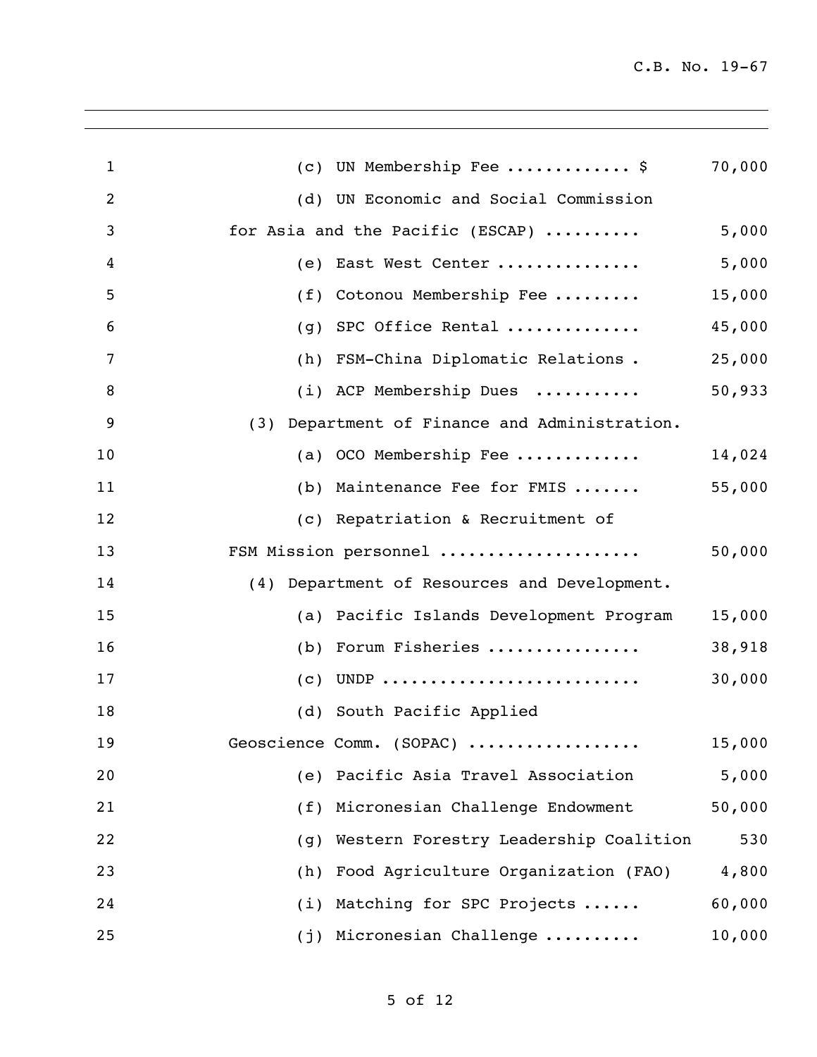(c) UN Membership Fee ............ $ 70,000

(d) UN Economic and Social Commission for Asia and the Pacific (ESCAP) .......... 5,000

(e) East West Center ............... 5,000

(f) Cotonou Membership Fee ......... 15,000

(g) SPC Office Rental .............. 45,000

(h) FSM-China Diplomatic Relations . 25,000

(i) ACP Membership Dues ........... 50,933

(3) Department of Finance and Administration.

(a) OCO Membership Fee ............ 14,024

(b) Maintenance Fee for FMIS ....... 55,000

(c) Repatriation & Recruitment of FSM Mission personnel .................... 50,000

(4) Department of Resources and Development.

(a) Pacific Islands Development Program 15,000

(b) Forum Fisheries ............... 38,918

(c) UNDP .......................... 30,000

(d) South Pacific Applied Geoscience Comm. (SOPAC) ................. 15,000

(e) Pacific Asia Travel Association 5,000

(f) Micronesian Challenge Endowment 50,000

(g) Western Forestry Leadership Coalition 530

(h) Food Agriculture Organization (FAO) 4,800

(i) Matching for SPC Projects ...... 60,000

(j) Micronesian Challenge .......... 10,000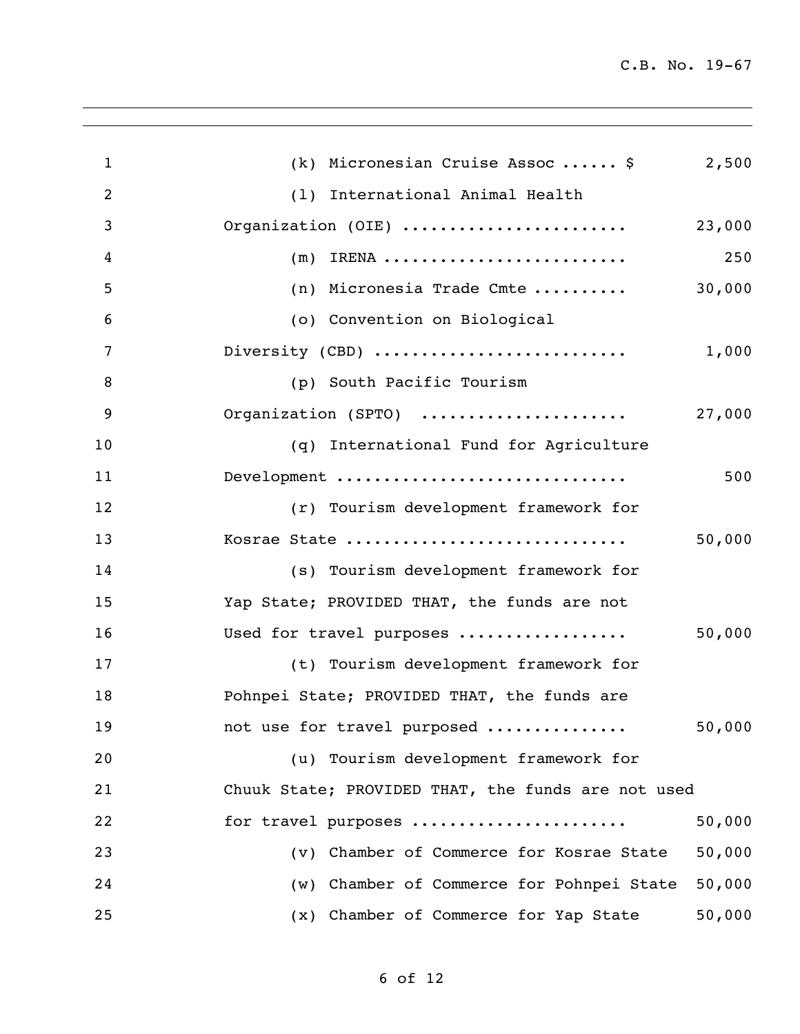(k) Micronesian Cruise Assoc ...... $ 2,500

(l) International Animal Health Organization (OIE) ........................ 23,000

(m) IRENA .......................... 250

(n) Micronesia Trade Cmte .......... 30,000

(o) Convention on Biological Diversity (CBD) .......................... 1,000

(p) South Pacific Tourism Organization (SPTO) ..................... 27,000

(q) International Fund for Agriculture Development .............................. 500

(r) Tourism development framework for Kosrae State ............................ 50,000

(s) Tourism development framework for Yap State; PROVIDED THAT, the funds are not Used for travel purposes ................. 50,000

(t) Tourism development framework for Pohnpei State; PROVIDED THAT, the funds are not use for travel purposed .............. 50,000

(u) Tourism development framework for Chuuk State; PROVIDED THAT, the funds are not used for travel purposes ..................... 50,000

(v) Chamber of Commerce for Kosrae State 50,000

(w) Chamber of Commerce for Pohnpei State 50,000

(x) Chamber of Commerce for Yap State 50,000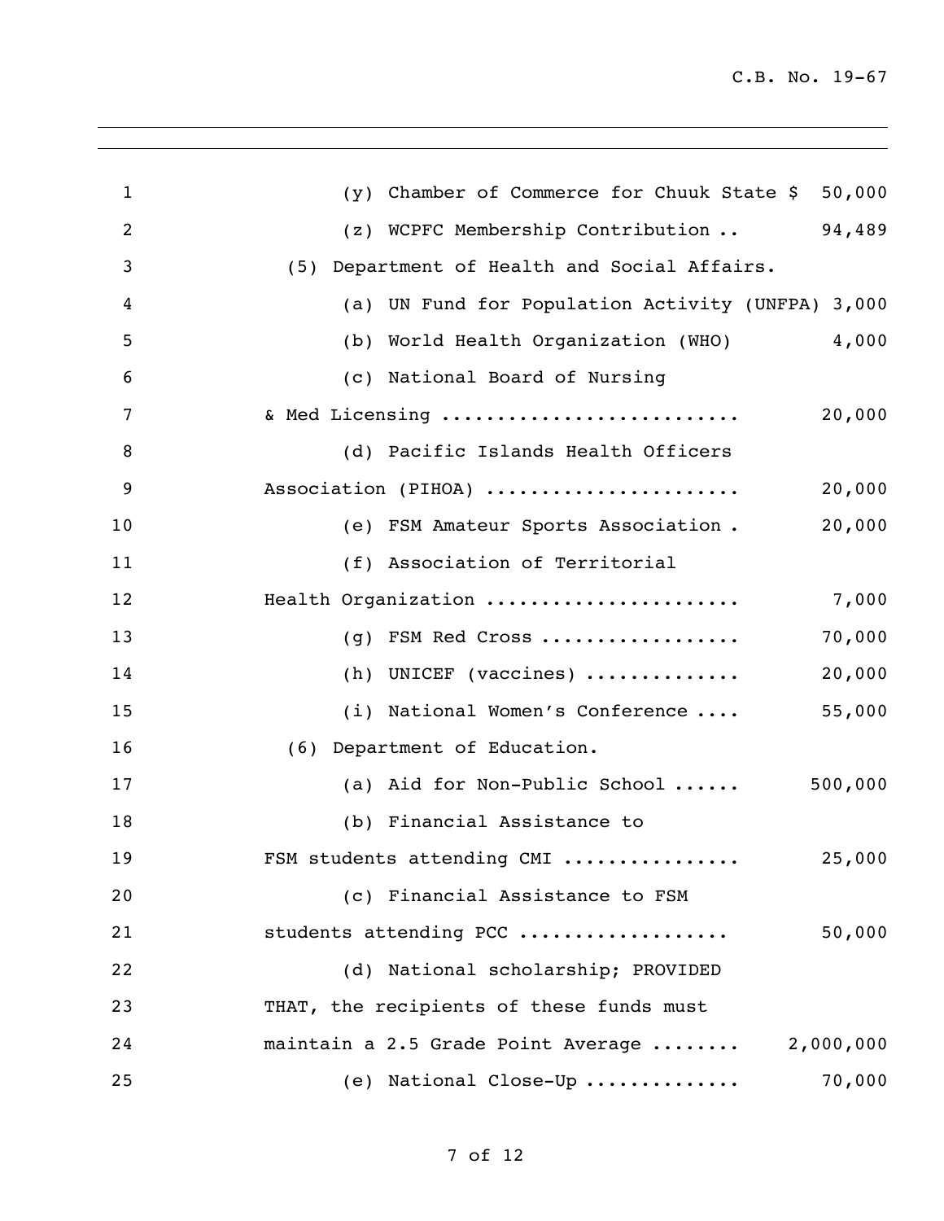(y) Chamber of Commerce for Chuuk State $ 50,000

(z) WCPFC Membership Contribution .. 94,489

(5) Department of Health and Social Affairs.

(a) UN Fund for Population Activity (UNFPA) 3,000

(b) World Health Organization (WHO) 4,000

(c) National Board of Nursing & Med Licensing .......................... 20,000

(d) Pacific Islands Health Officers Association (PIHOA) ...................... 20,000

(e) FSM Amateur Sports Association . 20,000

(f) Association of Territorial Health Organization ...................... 7,000

(g) FSM Red Cross ................. 70,000

(h) UNICEF (vaccines) ............. 20,000

(i) National Women's Conference .... 55,000

(6) Department of Education.

(a) Aid for Non-Public School ...... 500,000

(b) Financial Assistance to FSM students attending CMI ............... 25,000

(c) Financial Assistance to FSM students attending PCC .................. 50,000

(d) National scholarship; PROVIDED THAT, the recipients of these funds must maintain a 2.5 Grade Point Average ........ 2,000,000

(e) National Close-Up ............. 70,000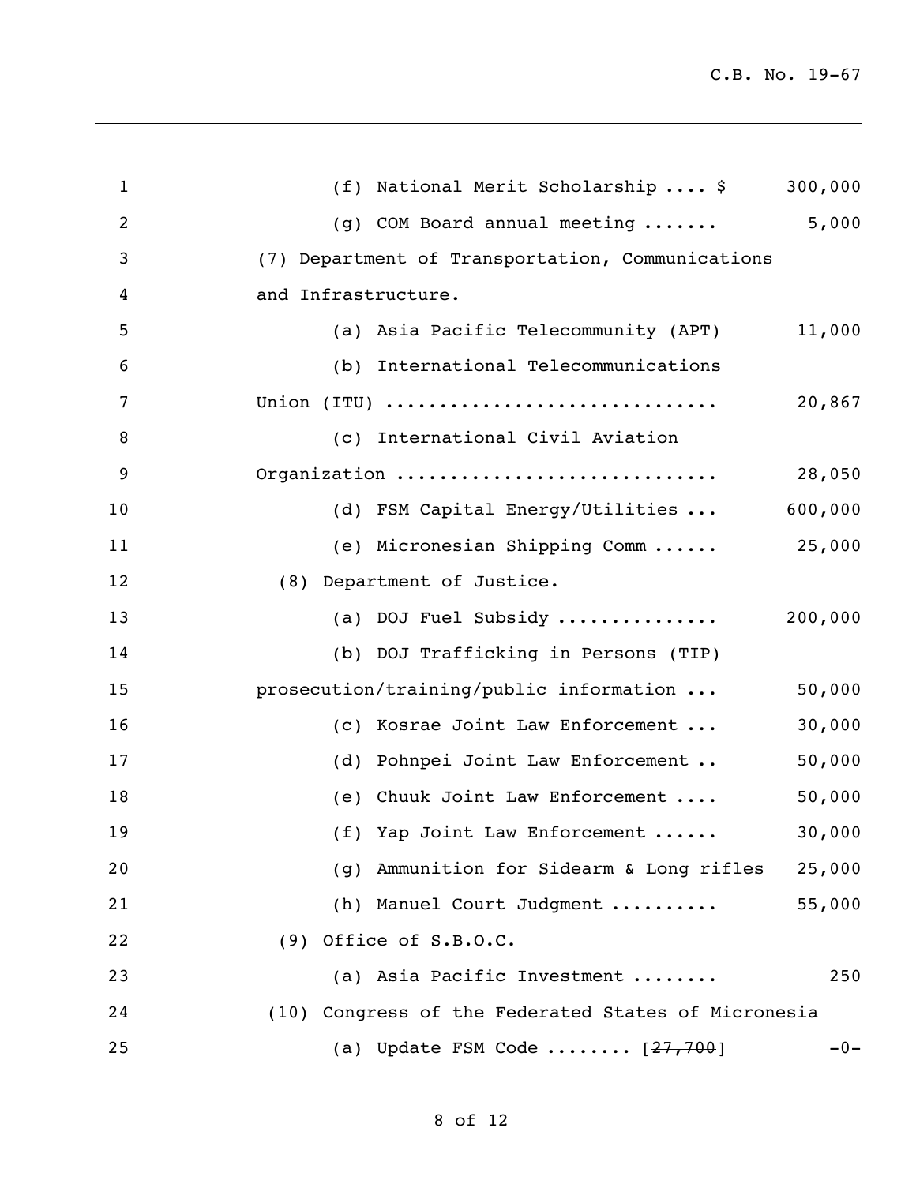(f) National Merit Scholarship .... $ 300,000

(g) COM Board annual meeting ....... 5,000

(7) Department of Transportation, Communications and Infrastructure.

(a) Asia Pacific Telecommunity (APT) 11,000

(b) International Telecommunications Union (ITU) .............................. 20,867

(c) International Civil Aviation Organization ............................. 28,050

(d) FSM Capital Energy/Utilities ... 600,000

(e) Micronesian Shipping Comm ...... 25,000

(8) Department of Justice.

(a) DOJ Fuel Subsidy .............. 200,000

(b) DOJ Trafficking in Persons (TIP) prosecution/training/public information ... 50,000

(c) Kosrae Joint Law Enforcement ... 30,000

(d) Pohnpei Joint Law Enforcement .. 50,000

(e) Chuuk Joint Law Enforcement .... 50,000

(f) Yap Joint Law Enforcement ...... 30,000

(g) Ammunition for Sidearm & Long rifles 25,000

(h) Manuel Court Judgment .......... 55,000

(9) Office of S.B.O.C.

(a) Asia Pacific Investment ........ 250

(10) Congress of the Federated States of Micronesia

(a) Update FSM Code ........ [~~27,700~~] -0-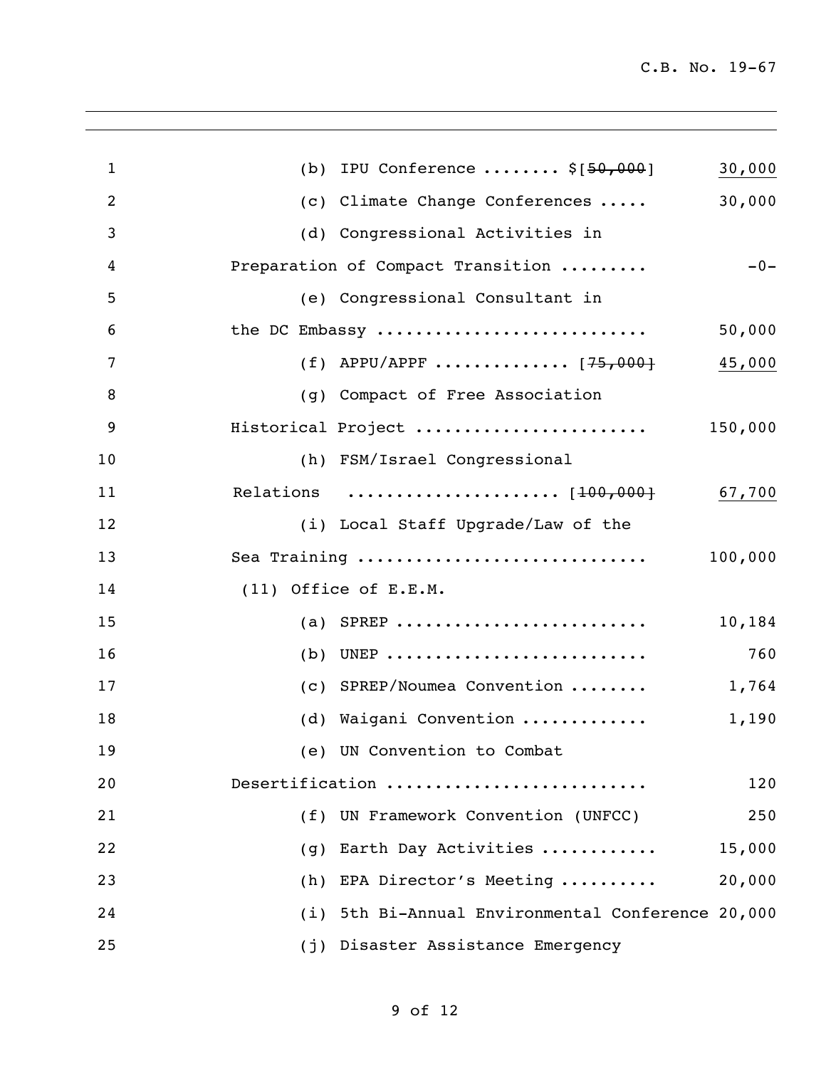(b) IPU Conference ........ $[~~50,000~~] 30,000

(c) Climate Change Conferences ..... 30,000

(d) Congressional Activities in Preparation of Compact Transition ......... -0-

(e) Congressional Consultant in the DC Embassy ........................... 50,000

(f) APPU/APPF .............. [~~75,000~~] 45,000

(g) Compact of Free Association Historical Project ....................... 150,000

(h) FSM/Israel Congressional Relations ..................... [~~100,000~~] 67,700

(i) Local Staff Upgrade/Law of the Sea Training ............................ 100,000

(11) Office of E.E.M.

(a) SPREP ......................... 10,184

(b) UNEP .......................... 760

(c) SPREP/Noumea Convention ........ 1,764

(d) Waigani Convention ............ 1,190

(e) UN Convention to Combat Desertification ......................... 120

(f) UN Framework Convention (UNFCC) 250

(g) Earth Day Activities ........... 15,000

(h) EPA Director's Meeting .......... 20,000

(i) 5th Bi-Annual Environmental Conference 20,000

(j) Disaster Assistance Emergency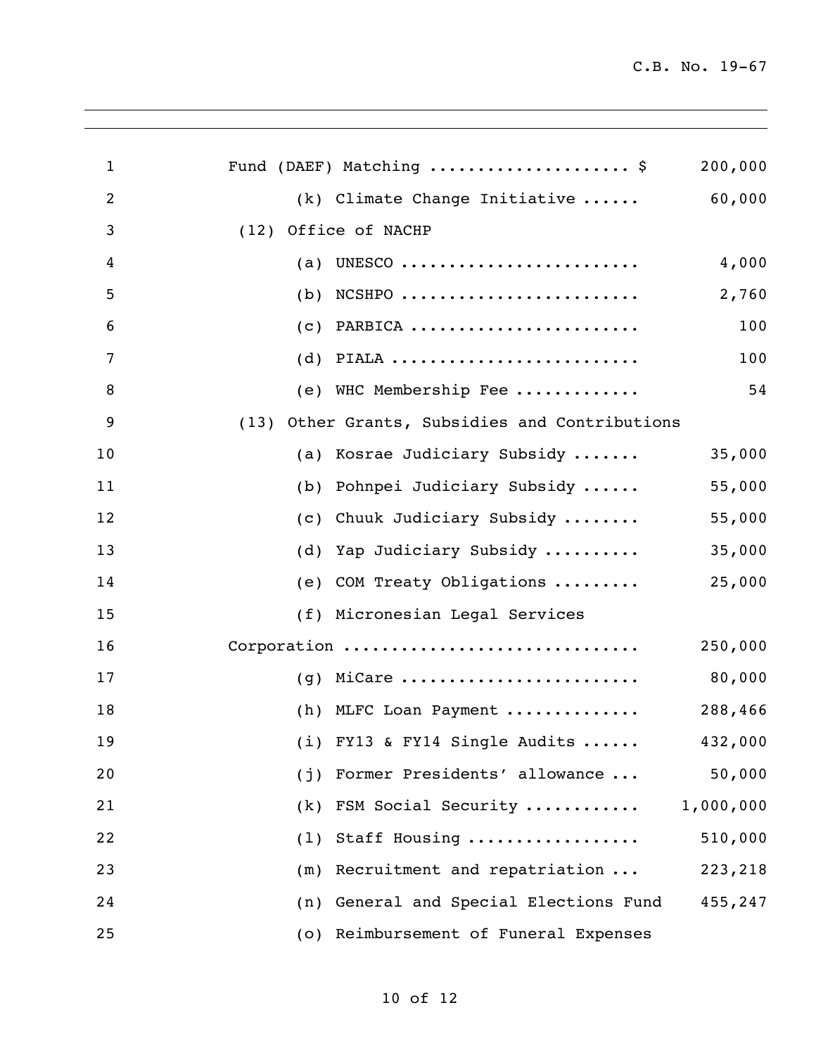Fund (DAEF) Matching .................... $ 200,000

(k) Climate Change Initiative ...... 60,000

(12) Office of NACHP

(a) UNESCO ......................... 4,000

(b) NCSHPO ......................... 2,760

(c) PARBICA ....................... 100

(d) PIALA .......................... 100

(e) WHC Membership Fee ............ 54

(13) Other Grants, Subsidies and Contributions

(a) Kosrae Judiciary Subsidy ....... 35,000

(b) Pohnpei Judiciary Subsidy ...... 55,000

(c) Chuuk Judiciary Subsidy ........ 55,000

(d) Yap Judiciary Subsidy .......... 35,000

(e) COM Treaty Obligations ......... 25,000

(f) Micronesian Legal Services Corporation ............................ 250,000

(g) MiCare ......................... 80,000

(h) MLFC Loan Payment .............. 288,466

(i) FY13 & FY14 Single Audits ...... 432,000

(j) Former Presidents' allowance ... 50,000

(k) FSM Social Security ........... 1,000,000

(l) Staff Housing .................. 510,000

(m) Recruitment and repatriation ... 223,218

(n) General and Special Elections Fund 455,247

(o) Reimbursement of Funeral Expenses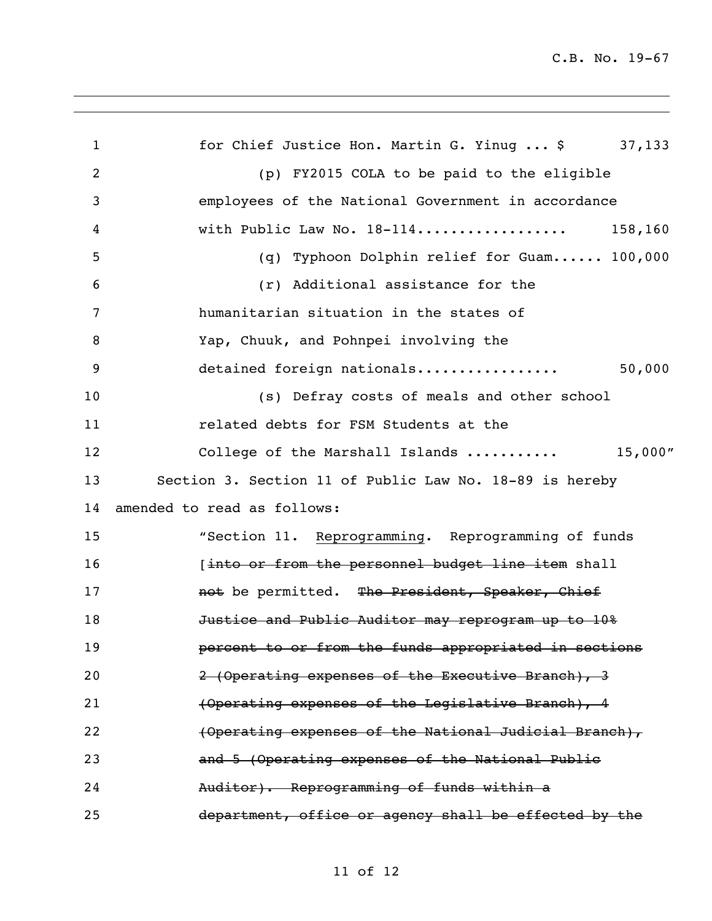for Chief Justice Hon. Martin G. Yinug ... $ 37,133

(p) FY2015 COLA to be paid to the eligible employees of the National Government in accordance with Public Law No. 18-114................. 158,160

(q) Typhoon Dolphin relief for Guam...... 100,000

(r) Additional assistance for the humanitarian situation in the states of Yap, Chuuk, and Pohnpei involving the detained foreign nationals................ 50,000

(s) Defray costs of meals and other school related debts for FSM Students at the College of the Marshall Islands .......... 15,000"

Section 3. Section 11 of Public Law No. 18-89 is hereby amended to read as follows:

"Section 11. <u>Reprogramming</u>. Reprogramming of funds [~~into or from the personnel budget line item~~ shall ~~not~~ be permitted. ~~The President, Speaker, Chief Justice and Public Auditor may reprogram up to 10% percent to or from the funds appropriated in sections 2 (Operating expenses of the Executive Branch), 3 (Operating expenses of the Legislative Branch), 4 (Operating expenses of the National Judicial Branch), and 5 (Operating expenses of the National Public Auditor). Reprogramming of funds within a department, office or agency shall be effected by the~~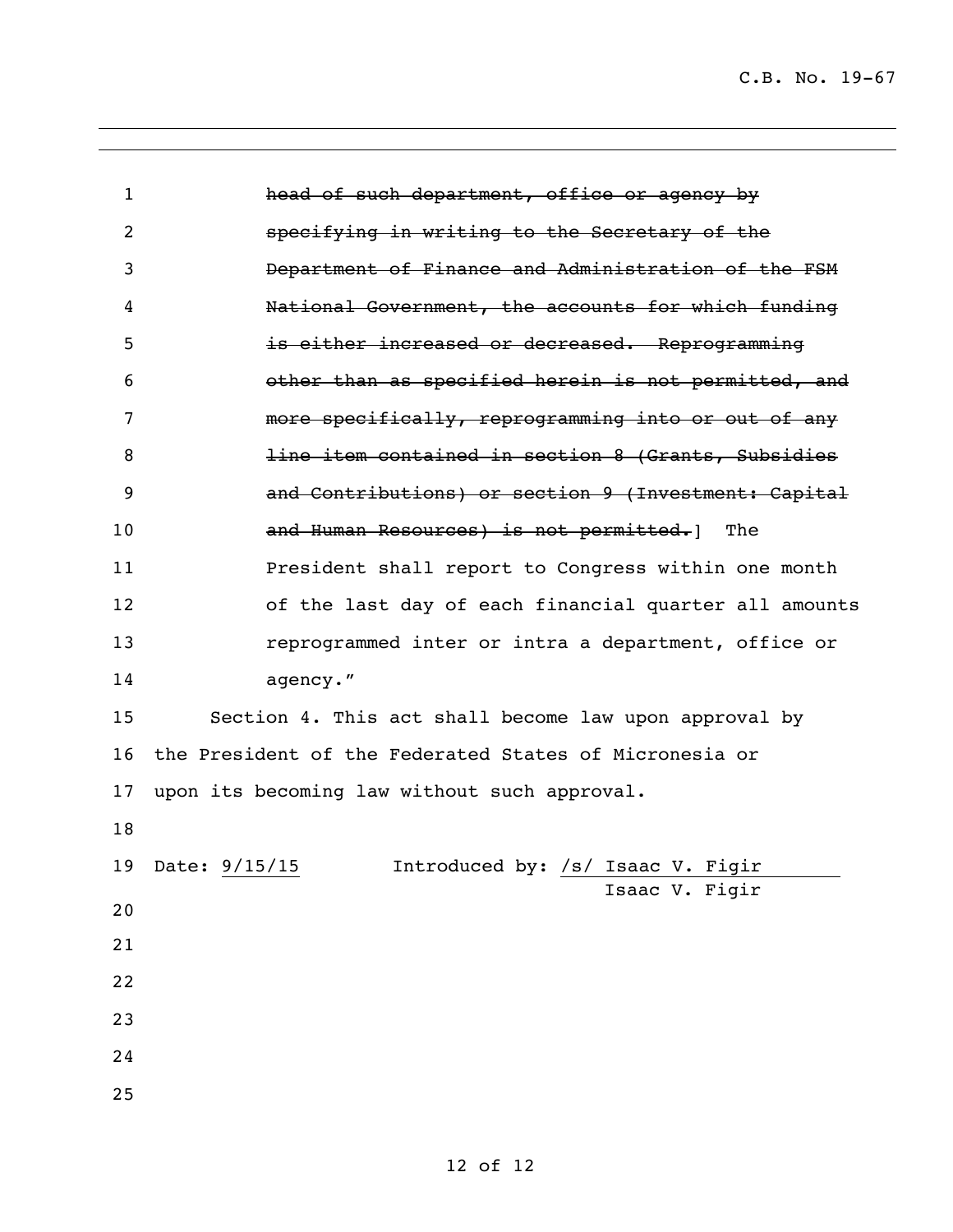~~head of such department, office or agency by specifying in writing to the Secretary of the Department of Finance and Administration of the FSM National Government, the accounts for which funding is either increased or decreased. Reprogramming other than as specified herein is not permitted, and more specifically, reprogramming into or out of any line item contained in section 8 (Grants, Subsidies and Contributions) or section 9 (Investment: Capital and Human Resources) is not permitted.~~] The President shall report to Congress within one month of the last day of each financial quarter all amounts reprogrammed inter or intra a department, office or agency."

Section 4. This act shall become law upon approval by the President of the Federated States of Micronesia or upon its becoming law without such approval.

Date: 9/15/15 Introduced by: /s/ Isaac V. Figir
Isaac V. Figir